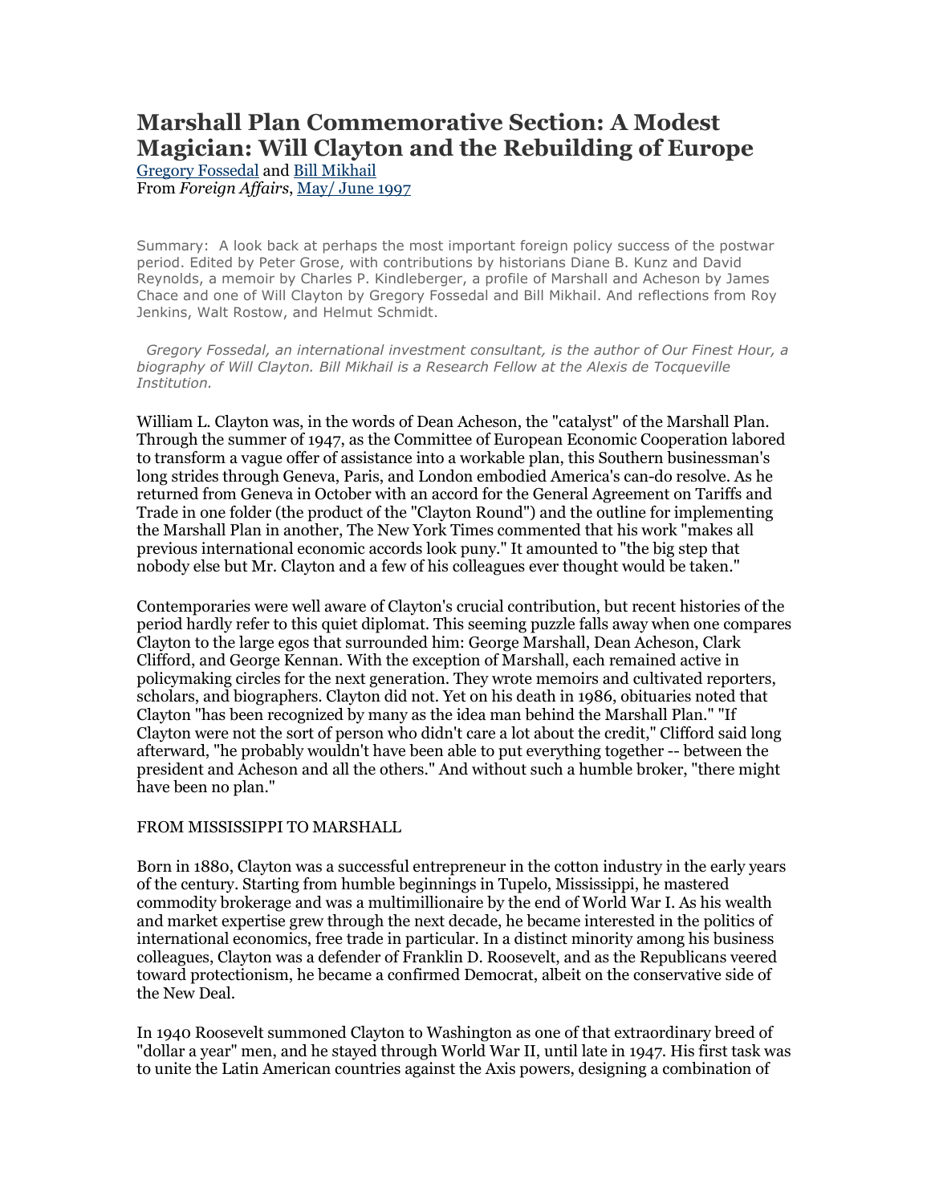# Marshall Plan Commemorative Section: A Modest Magician: Will Clayton and the Rebuilding of Europe

Gregory Fossedal and Bill Mikhail
From *Foreign Affairs*, May/ June 1997

Summary: A look back at perhaps the most important foreign policy success of the postwar period. Edited by Peter Grose, with contributions by historians Diane B. Kunz and David Reynolds, a memoir by Charles P. Kindleberger, a profile of Marshall and Acheson by James Chace and one of Will Clayton by Gregory Fossedal and Bill Mikhail. And reflections from Roy Jenkins, Walt Rostow, and Helmut Schmidt.

*Gregory Fossedal, an international investment consultant, is the author of Our Finest Hour, a biography of Will Clayton. Bill Mikhail is a Research Fellow at the Alexis de Tocqueville Institution.*

William L. Clayton was, in the words of Dean Acheson, the "catalyst" of the Marshall Plan. Through the summer of 1947, as the Committee of European Economic Cooperation labored to transform a vague offer of assistance into a workable plan, this Southern businessman's long strides through Geneva, Paris, and London embodied America's can-do resolve. As he returned from Geneva in October with an accord for the General Agreement on Tariffs and Trade in one folder (the product of the "Clayton Round") and the outline for implementing the Marshall Plan in another, The New York Times commented that his work "makes all previous international economic accords look puny." It amounted to "the big step that nobody else but Mr. Clayton and a few of his colleagues ever thought would be taken."

Contemporaries were well aware of Clayton's crucial contribution, but recent histories of the period hardly refer to this quiet diplomat. This seeming puzzle falls away when one compares Clayton to the large egos that surrounded him: George Marshall, Dean Acheson, Clark Clifford, and George Kennan. With the exception of Marshall, each remained active in policymaking circles for the next generation. They wrote memoirs and cultivated reporters, scholars, and biographers. Clayton did not. Yet on his death in 1986, obituaries noted that Clayton "has been recognized by many as the idea man behind the Marshall Plan." "If Clayton were not the sort of person who didn't care a lot about the credit," Clifford said long afterward, "he probably wouldn't have been able to put everything together -- between the president and Acheson and all the others." And without such a humble broker, "there might have been no plan."

## FROM MISSISSIPPI TO MARSHALL

Born in 1880, Clayton was a successful entrepreneur in the cotton industry in the early years of the century. Starting from humble beginnings in Tupelo, Mississippi, he mastered commodity brokerage and was a multimillionaire by the end of World War I. As his wealth and market expertise grew through the next decade, he became interested in the politics of international economics, free trade in particular. In a distinct minority among his business colleagues, Clayton was a defender of Franklin D. Roosevelt, and as the Republicans veered toward protectionism, he became a confirmed Democrat, albeit on the conservative side of the New Deal.

In 1940 Roosevelt summoned Clayton to Washington as one of that extraordinary breed of "dollar a year" men, and he stayed through World War II, until late in 1947. His first task was to unite the Latin American countries against the Axis powers, designing a combination of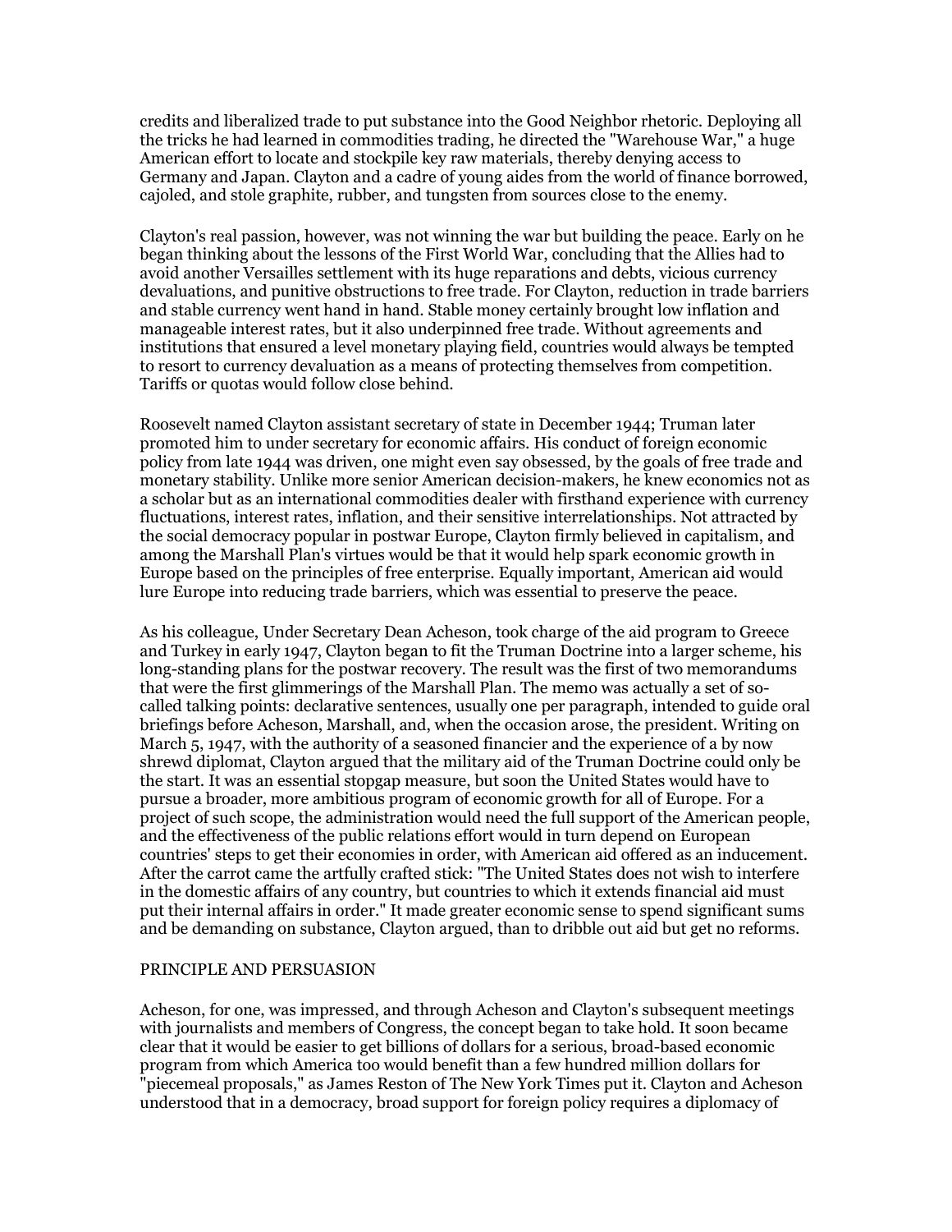credits and liberalized trade to put substance into the Good Neighbor rhetoric. Deploying all the tricks he had learned in commodities trading, he directed the "Warehouse War," a huge American effort to locate and stockpile key raw materials, thereby denying access to Germany and Japan. Clayton and a cadre of young aides from the world of finance borrowed, cajoled, and stole graphite, rubber, and tungsten from sources close to the enemy.

Clayton's real passion, however, was not winning the war but building the peace. Early on he began thinking about the lessons of the First World War, concluding that the Allies had to avoid another Versailles settlement with its huge reparations and debts, vicious currency devaluations, and punitive obstructions to free trade. For Clayton, reduction in trade barriers and stable currency went hand in hand. Stable money certainly brought low inflation and manageable interest rates, but it also underpinned free trade. Without agreements and institutions that ensured a level monetary playing field, countries would always be tempted to resort to currency devaluation as a means of protecting themselves from competition. Tariffs or quotas would follow close behind.

Roosevelt named Clayton assistant secretary of state in December 1944; Truman later promoted him to under secretary for economic affairs. His conduct of foreign economic policy from late 1944 was driven, one might even say obsessed, by the goals of free trade and monetary stability. Unlike more senior American decision-makers, he knew economics not as a scholar but as an international commodities dealer with firsthand experience with currency fluctuations, interest rates, inflation, and their sensitive interrelationships. Not attracted by the social democracy popular in postwar Europe, Clayton firmly believed in capitalism, and among the Marshall Plan's virtues would be that it would help spark economic growth in Europe based on the principles of free enterprise. Equally important, American aid would lure Europe into reducing trade barriers, which was essential to preserve the peace.

As his colleague, Under Secretary Dean Acheson, took charge of the aid program to Greece and Turkey in early 1947, Clayton began to fit the Truman Doctrine into a larger scheme, his long-standing plans for the postwar recovery. The result was the first of two memorandums that were the first glimmerings of the Marshall Plan. The memo was actually a set of so-called talking points: declarative sentences, usually one per paragraph, intended to guide oral briefings before Acheson, Marshall, and, when the occasion arose, the president. Writing on March 5, 1947, with the authority of a seasoned financier and the experience of a by now shrewd diplomat, Clayton argued that the military aid of the Truman Doctrine could only be the start. It was an essential stopgap measure, but soon the United States would have to pursue a broader, more ambitious program of economic growth for all of Europe. For a project of such scope, the administration would need the full support of the American people, and the effectiveness of the public relations effort would in turn depend on European countries' steps to get their economies in order, with American aid offered as an inducement. After the carrot came the artfully crafted stick: "The United States does not wish to interfere in the domestic affairs of any country, but countries to which it extends financial aid must put their internal affairs in order." It made greater economic sense to spend significant sums and be demanding on substance, Clayton argued, than to dribble out aid but get no reforms.

## PRINCIPLE AND PERSUASION

Acheson, for one, was impressed, and through Acheson and Clayton's subsequent meetings with journalists and members of Congress, the concept began to take hold. It soon became clear that it would be easier to get billions of dollars for a serious, broad-based economic program from which America too would benefit than a few hundred million dollars for "piecemeal proposals," as James Reston of The New York Times put it. Clayton and Acheson understood that in a democracy, broad support for foreign policy requires a diplomacy of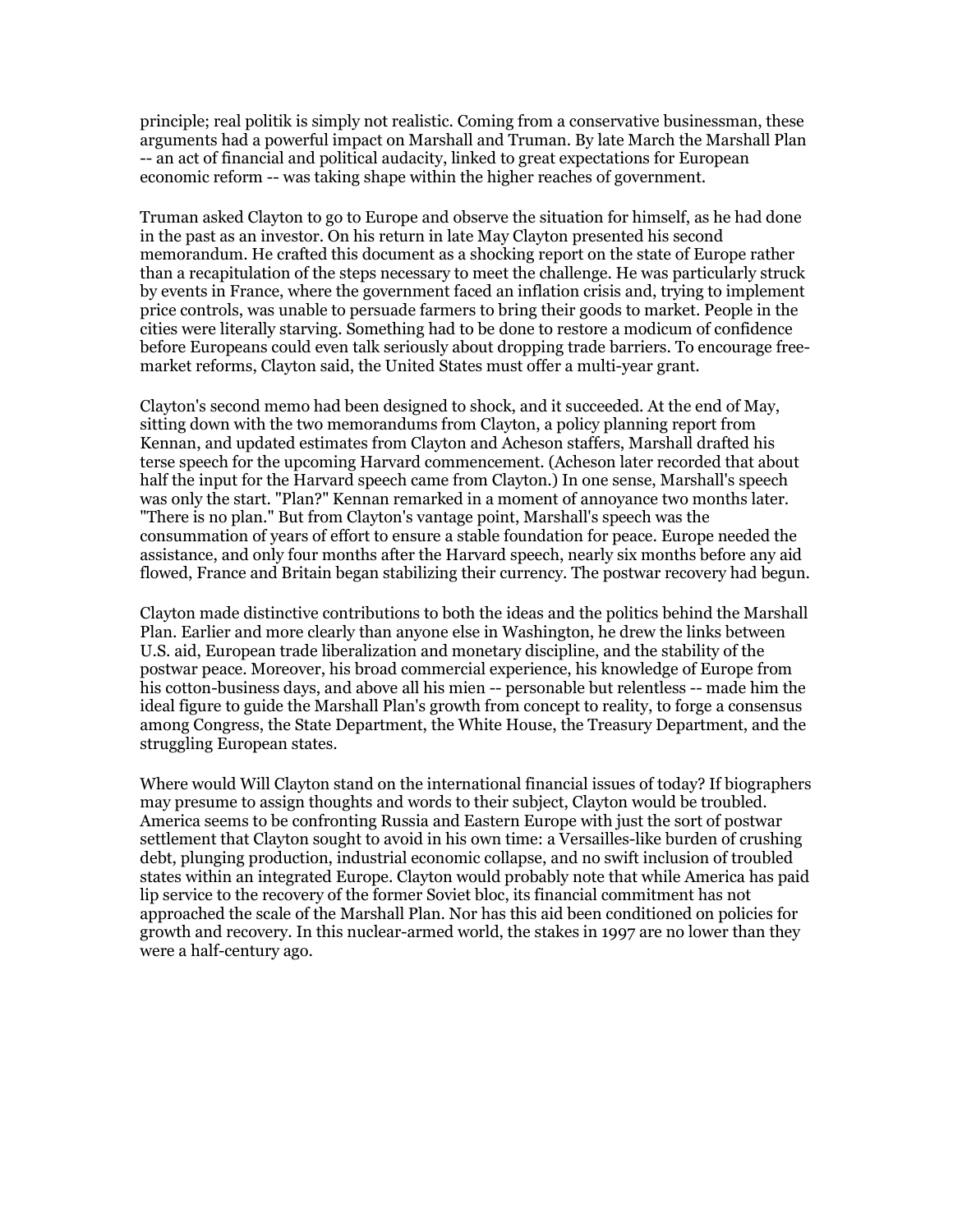principle; real politik is simply not realistic. Coming from a conservative businessman, these arguments had a powerful impact on Marshall and Truman. By late March the Marshall Plan -- an act of financial and political audacity, linked to great expectations for European economic reform -- was taking shape within the higher reaches of government.

Truman asked Clayton to go to Europe and observe the situation for himself, as he had done in the past as an investor. On his return in late May Clayton presented his second memorandum. He crafted this document as a shocking report on the state of Europe rather than a recapitulation of the steps necessary to meet the challenge. He was particularly struck by events in France, where the government faced an inflation crisis and, trying to implement price controls, was unable to persuade farmers to bring their goods to market. People in the cities were literally starving. Something had to be done to restore a modicum of confidence before Europeans could even talk seriously about dropping trade barriers. To encourage free-market reforms, Clayton said, the United States must offer a multi-year grant.

Clayton's second memo had been designed to shock, and it succeeded. At the end of May, sitting down with the two memorandums from Clayton, a policy planning report from Kennan, and updated estimates from Clayton and Acheson staffers, Marshall drafted his terse speech for the upcoming Harvard commencement. (Acheson later recorded that about half the input for the Harvard speech came from Clayton.) In one sense, Marshall's speech was only the start. "Plan?" Kennan remarked in a moment of annoyance two months later. "There is no plan." But from Clayton's vantage point, Marshall's speech was the consummation of years of effort to ensure a stable foundation for peace. Europe needed the assistance, and only four months after the Harvard speech, nearly six months before any aid flowed, France and Britain began stabilizing their currency. The postwar recovery had begun.

Clayton made distinctive contributions to both the ideas and the politics behind the Marshall Plan. Earlier and more clearly than anyone else in Washington, he drew the links between U.S. aid, European trade liberalization and monetary discipline, and the stability of the postwar peace. Moreover, his broad commercial experience, his knowledge of Europe from his cotton-business days, and above all his mien -- personable but relentless -- made him the ideal figure to guide the Marshall Plan's growth from concept to reality, to forge a consensus among Congress, the State Department, the White House, the Treasury Department, and the struggling European states.

Where would Will Clayton stand on the international financial issues of today? If biographers may presume to assign thoughts and words to their subject, Clayton would be troubled. America seems to be confronting Russia and Eastern Europe with just the sort of postwar settlement that Clayton sought to avoid in his own time: a Versailles-like burden of crushing debt, plunging production, industrial economic collapse, and no swift inclusion of troubled states within an integrated Europe. Clayton would probably note that while America has paid lip service to the recovery of the former Soviet bloc, its financial commitment has not approached the scale of the Marshall Plan. Nor has this aid been conditioned on policies for growth and recovery. In this nuclear-armed world, the stakes in 1997 are no lower than they were a half-century ago.